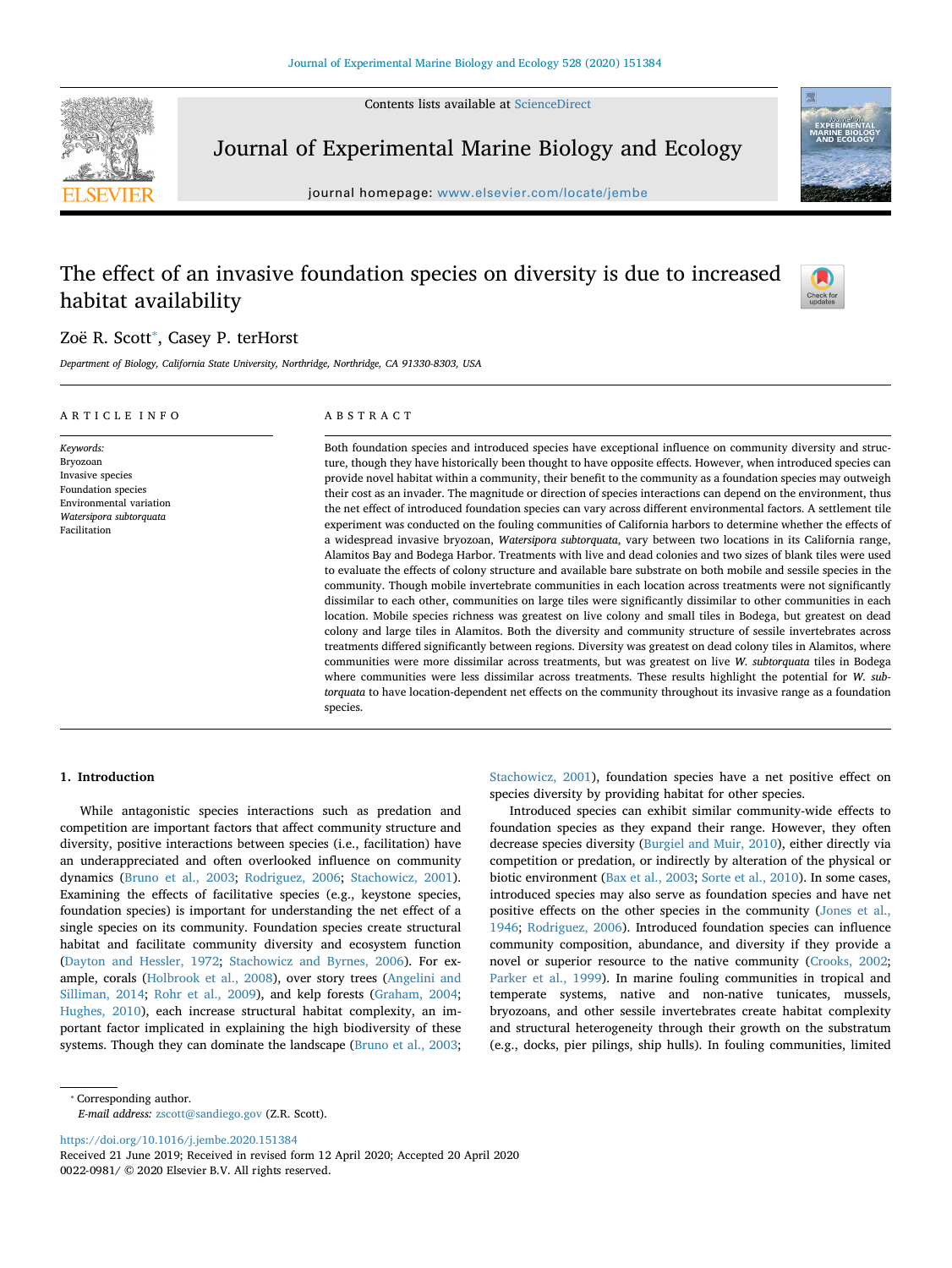# The effect of an invasive foundation species on diversity is due to increased habitat availability

Zoë R. Scott*, Casey P. terHorst

*Department of Biology, California State University, Northridge, Northridge, CA 91330-8303, USA*

## ARTICLE INFO

*Keywords:*
Bryozoan
Invasive species
Foundation species
Environmental variation
*Watersipora subtorquata*
Facilitation

## ABSTRACT

Both foundation species and introduced species have exceptional influence on community diversity and structure, though they have historically been thought to have opposite effects. However, when introduced species can provide novel habitat within a community, their benefit to the community as a foundation species may outweigh their cost as an invader. The magnitude or direction of species interactions can depend on the environment, thus the net effect of introduced foundation species can vary across different environmental factors. A settlement tile experiment was conducted on the fouling communities of California harbors to determine whether the effects of a widespread invasive bryozoan, *Watersipora subtorquata*, vary between two locations in its California range, Alamitos Bay and Bodega Harbor. Treatments with live and dead colonies and two sizes of blank tiles were used to evaluate the effects of colony structure and available bare substrate on both mobile and sessile species in the community. Though mobile invertebrate communities in each location across treatments were not significantly dissimilar to each other, communities on large tiles were significantly dissimilar to other communities in each location. Mobile species richness was greatest on live colony and small tiles in Bodega, but greatest on dead colony and large tiles in Alamitos. Both the diversity and community structure of sessile invertebrates across treatments differed significantly between regions. Diversity was greatest on dead colony tiles in Alamitos, where communities were more dissimilar across treatments, but was greatest on live *W. subtorquata* tiles in Bodega where communities were less dissimilar across treatments. These results highlight the potential for *W. subtorquata* to have location-dependent net effects on the community throughout its invasive range as a foundation species.

## 1. Introduction

While antagonistic species interactions such as predation and competition are important factors that affect community structure and diversity, positive interactions between species (i.e., facilitation) have an underappreciated and often overlooked influence on community dynamics (Bruno et al., 2003; Rodriguez, 2006; Stachowicz, 2001). Examining the effects of facilitative species (e.g., keystone species, foundation species) is important for understanding the net effect of a single species on its community. Foundation species create structural habitat and facilitate community diversity and ecosystem function (Dayton and Hessler, 1972; Stachowicz and Byrnes, 2006). For example, corals (Holbrook et al., 2008), over story trees (Angelini and Silliman, 2014; Rohr et al., 2009), and kelp forests (Graham, 2004; Hughes, 2010), each increase structural habitat complexity, an important factor implicated in explaining the high biodiversity of these systems. Though they can dominate the landscape (Bruno et al., 2003; Stachowicz, 2001), foundation species have a net positive effect on species diversity by providing habitat for other species.

Introduced species can exhibit similar community-wide effects to foundation species as they expand their range. However, they often decrease species diversity (Burgiel and Muir, 2010), either directly via competition or predation, or indirectly by alteration of the physical or biotic environment (Bax et al., 2003; Sorte et al., 2010). In some cases, introduced species may also serve as foundation species and have net positive effects on the other species in the community (Jones et al., 1946; Rodriguez, 2006). Introduced foundation species can influence community composition, abundance, and diversity if they provide a novel or superior resource to the native community (Crooks, 2002; Parker et al., 1999). In marine fouling communities in tropical and temperate systems, native and non-native tunicates, mussels, bryozoans, and other sessile invertebrates create habitat complexity and structural heterogeneity through their growth on the substratum (e.g., docks, pier pilings, ship hulls). In fouling communities, limited

* Corresponding author.
*E-mail address:* zscott@sandiego.gov (Z.R. Scott).

https://doi.org/10.1016/j.jembe.2020.151384
Received 21 June 2019; Received in revised form 12 April 2020; Accepted 20 April 2020
0022-0981/ © 2020 Elsevier B.V. All rights reserved.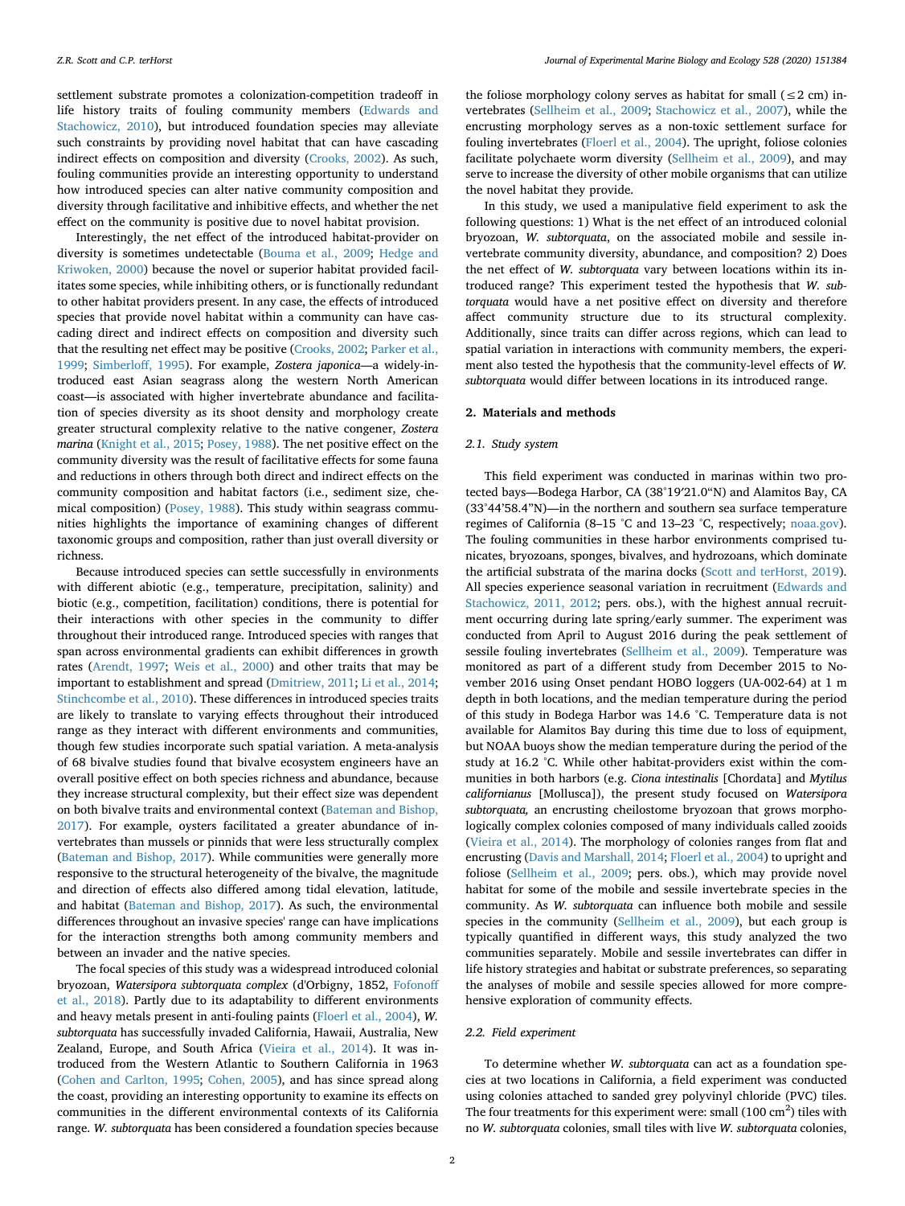settlement substrate promotes a colonization-competition tradeoff in life history traits of fouling community members (Edwards and Stachowicz, 2010), but introduced foundation species may alleviate such constraints by providing novel habitat that can have cascading indirect effects on composition and diversity (Crooks, 2002). As such, fouling communities provide an interesting opportunity to understand how introduced species can alter native community composition and diversity through facilitative and inhibitive effects, and whether the net effect on the community is positive due to novel habitat provision.

Interestingly, the net effect of the introduced habitat-provider on diversity is sometimes undetectable (Bouma et al., 2009; Hedge and Kriwoken, 2000) because the novel or superior habitat provided facilitates some species, while inhibiting others, or is functionally redundant to other habitat providers present. In any case, the effects of introduced species that provide novel habitat within a community can have cascading direct and indirect effects on composition and diversity such that the resulting net effect may be positive (Crooks, 2002; Parker et al., 1999; Simberloff, 1995). For example, *Zostera japonica*—a widely-introduced east Asian seagrass along the western North American coast—is associated with higher invertebrate abundance and facilitation of species diversity as its shoot density and morphology create greater structural complexity relative to the native congener, *Zostera marina* (Knight et al., 2015; Posey, 1988). The net positive effect on the community diversity was the result of facilitative effects for some fauna and reductions in others through both direct and indirect effects on the community composition and habitat factors (i.e., sediment size, chemical composition) (Posey, 1988). This study within seagrass communities highlights the importance of examining changes of different taxonomic groups and composition, rather than just overall diversity or richness.

Because introduced species can settle successfully in environments with different abiotic (e.g., temperature, precipitation, salinity) and biotic (e.g., competition, facilitation) conditions, there is potential for their interactions with other species in the community to differ throughout their introduced range. Introduced species with ranges that span across environmental gradients can exhibit differences in growth rates (Arendt, 1997; Weis et al., 2000) and other traits that may be important to establishment and spread (Dmitriew, 2011; Li et al., 2014; Stinchcombe et al., 2010). These differences in introduced species traits are likely to translate to varying effects throughout their introduced range as they interact with different environments and communities, though few studies incorporate such spatial variation. A meta-analysis of 68 bivalve studies found that bivalve ecosystem engineers have an overall positive effect on both species richness and abundance, because they increase structural complexity, but their effect size was dependent on both bivalve traits and environmental context (Bateman and Bishop, 2017). For example, oysters facilitated a greater abundance of invertebrates than mussels or pinnids that were less structurally complex (Bateman and Bishop, 2017). While communities were generally more responsive to the structural heterogeneity of the bivalve, the magnitude and direction of effects also differed among tidal elevation, latitude, and habitat (Bateman and Bishop, 2017). As such, the environmental differences throughout an invasive species' range can have implications for the interaction strengths both among community members and between an invader and the native species.

The focal species of this study was a widespread introduced colonial bryozoan, *Watersipora subtorquata complex* (d'Orbigny, 1852, Fofonoff et al., 2018). Partly due to its adaptability to different environments and heavy metals present in anti-fouling paints (Floerl et al., 2004), *W. subtorquata* has successfully invaded California, Hawaii, Australia, New Zealand, Europe, and South Africa (Vieira et al., 2014). It was introduced from the Western Atlantic to Southern California in 1963 (Cohen and Carlton, 1995; Cohen, 2005), and has since spread along the coast, providing an interesting opportunity to examine its effects on communities in the different environmental contexts of its California range. *W. subtorquata* has been considered a foundation species because the foliose morphology colony serves as habitat for small (≤2 cm) invertebrates (Sellheim et al., 2009; Stachowicz et al., 2007), while the encrusting morphology serves as a non-toxic settlement surface for fouling invertebrates (Floerl et al., 2004). The upright, foliose colonies facilitate polychaete worm diversity (Sellheim et al., 2009), and may serve to increase the diversity of other mobile organisms that can utilize the novel habitat they provide.

In this study, we used a manipulative field experiment to ask the following questions: 1) What is the net effect of an introduced colonial bryozoan, *W. subtorquata*, on the associated mobile and sessile invertebrate community diversity, abundance, and composition? 2) Does the net effect of *W. subtorquata* vary between locations within its introduced range? This experiment tested the hypothesis that *W. subtorquata* would have a net positive effect on diversity and therefore affect community structure due to its structural complexity. Additionally, since traits can differ across regions, which can lead to spatial variation in interactions with community members, the experiment also tested the hypothesis that the community-level effects of *W. subtorquata* would differ between locations in its introduced range.

## 2. Materials and methods

### 2.1. Study system

This field experiment was conducted in marinas within two protected bays—Bodega Harbor, CA (38°19′21.0"N) and Alamitos Bay, CA (33°44′58.4"N)—in the northern and southern sea surface temperature regimes of California (8–15 °C and 13–23 °C, respectively; noaa.gov). The fouling communities in these harbor environments comprised tunicates, bryozoans, sponges, bivalves, and hydrozoans, which dominate the artificial substrata of the marina docks (Scott and terHorst, 2019). All species experience seasonal variation in recruitment (Edwards and Stachowicz, 2011, 2012; pers. obs.), with the highest annual recruitment occurring during late spring/early summer. The experiment was conducted from April to August 2016 during the peak settlement of sessile fouling invertebrates (Sellheim et al., 2009). Temperature was monitored as part of a different study from December 2015 to November 2016 using Onset pendant HOBO loggers (UA-002-64) at 1 m depth in both locations, and the median temperature during the period of this study in Bodega Harbor was 14.6 °C. Temperature data is not available for Alamitos Bay during this time due to loss of equipment, but NOAA buoys show the median temperature during the period of the study at 16.2 °C. While other habitat-providers exist within the communities in both harbors (e.g. *Ciona intestinalis* [Chordata] and *Mytilus californianus* [Mollusca]), the present study focused on *Watersipora subtorquata,* an encrusting cheilostome bryozoan that grows morphologically complex colonies composed of many individuals called zooids (Vieira et al., 2014). The morphology of colonies ranges from flat and encrusting (Davis and Marshall, 2014; Floerl et al., 2004) to upright and foliose (Sellheim et al., 2009; pers. obs.), which may provide novel habitat for some of the mobile and sessile invertebrate species in the community. As *W. subtorquata* can influence both mobile and sessile species in the community (Sellheim et al., 2009), but each group is typically quantified in different ways, this study analyzed the two communities separately. Mobile and sessile invertebrates can differ in life history strategies and habitat or substrate preferences, so separating the analyses of mobile and sessile species allowed for more comprehensive exploration of community effects.

### 2.2. Field experiment

To determine whether *W. subtorquata* can act as a foundation species at two locations in California, a field experiment was conducted using colonies attached to sanded grey polyvinyl chloride (PVC) tiles. The four treatments for this experiment were: small (100 $cm^2$) tiles with no *W. subtorquata* colonies, small tiles with live *W. subtorquata* colonies,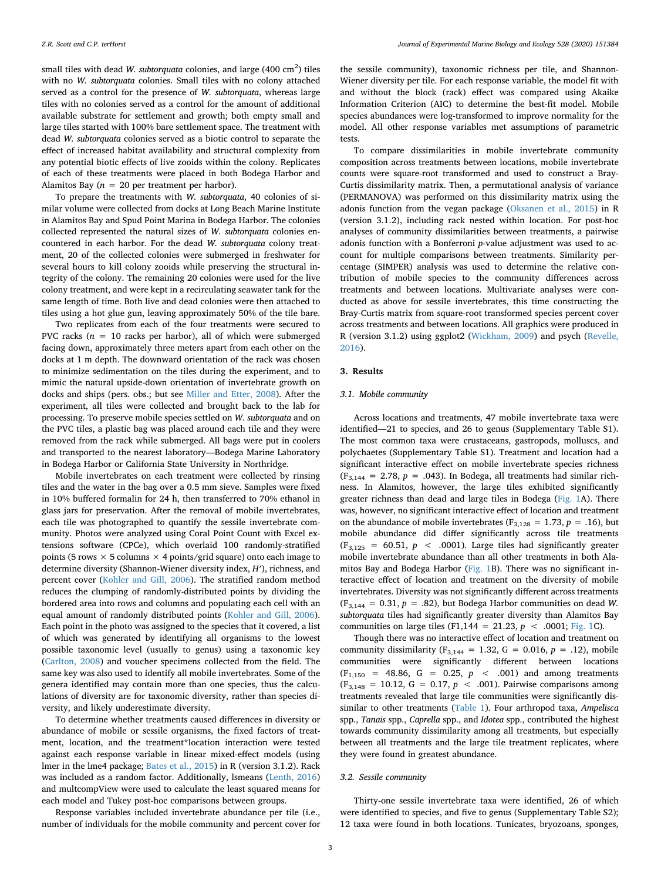small tiles with dead *W. subtorquata* colonies, and large (400 $cm^2$) tiles with no *W. subtorquata* colonies. Small tiles with no colony attached served as a control for the presence of *W. subtorquata*, whereas large tiles with no colonies served as a control for the amount of additional available substrate for settlement and growth; both empty small and large tiles started with 100% bare settlement space. The treatment with dead *W. subtorquata* colonies served as a biotic control to separate the effect of increased habitat availability and structural complexity from any potential biotic effects of live zooids within the colony. Replicates of each of these treatments were placed in both Bodega Harbor and Alamitos Bay ($n = 20$ per treatment per harbor).

To prepare the treatments with *W. subtorquata*, 40 colonies of similar volume were collected from docks at Long Beach Marine Institute in Alamitos Bay and Spud Point Marina in Bodega Harbor. The colonies collected represented the natural sizes of *W. subtorquata* colonies encountered in each harbor. For the dead *W. subtorquata* colony treatment, 20 of the collected colonies were submerged in freshwater for several hours to kill colony zooids while preserving the structural integrity of the colony. The remaining 20 colonies were used for the live colony treatment, and were kept in a recirculating seawater tank for the same length of time. Both live and dead colonies were then attached to tiles using a hot glue gun, leaving approximately 50% of the tile bare.

Two replicates from each of the four treatments were secured to PVC racks ($n = 10$ racks per harbor), all of which were submerged facing down, approximately three meters apart from each other on the docks at 1 m depth. The downward orientation of the rack was chosen to minimize sedimentation on the tiles during the experiment, and to mimic the natural upside-down orientation of invertebrate growth on docks and ships (pers. obs.; but see Miller and Etter, 2008). After the experiment, all tiles were collected and brought back to the lab for processing. To preserve mobile species settled on *W. subtorquata* and on the PVC tiles, a plastic bag was placed around each tile and they were removed from the rack while submerged. All bags were put in coolers and transported to the nearest laboratory—Bodega Marine Laboratory in Bodega Harbor or California State University in Northridge.

Mobile invertebrates on each treatment were collected by rinsing tiles and the water in the bag over a 0.5 mm sieve. Samples were fixed in 10% buffered formalin for 24 h, then transferred to 70% ethanol in glass jars for preservation. After the removal of mobile invertebrates, each tile was photographed to quantify the sessile invertebrate community. Photos were analyzed using Coral Point Count with Excel extensions software (CPCe), which overlaid 100 randomly-stratified points (5 rows × 5 columns × 4 points/grid square) onto each image to determine diversity (Shannon-Wiener diversity index, $H'$), richness, and percent cover (Kohler and Gill, 2006). The stratified random method reduces the clumping of randomly-distributed points by dividing the bordered area into rows and columns and populating each cell with an equal amount of randomly distributed points (Kohler and Gill, 2006). Each point in the photo was assigned to the species that it covered, a list of which was generated by identifying all organisms to the lowest possible taxonomic level (usually to genus) using a taxonomic key (Carlton, 2008) and voucher specimens collected from the field. The same key was also used to identify all mobile invertebrates. Some of the genera identified may contain more than one species, thus the calculations of diversity are for taxonomic diversity, rather than species diversity, and likely underestimate diversity.

To determine whether treatments caused differences in diversity or abundance of mobile or sessile organisms, the fixed factors of treatment, location, and the treatment*location interaction were tested against each response variable in linear mixed-effect models (using lmer in the lme4 package; Bates et al., 2015) in R (version 3.1.2). Rack was included as a random factor. Additionally, lsmeans (Lenth, 2016) and multcompView were used to calculate the least squared means for each model and Tukey post-hoc comparisons between groups.

Response variables included invertebrate abundance per tile (i.e., number of individuals for the mobile community and percent cover for the sessile community), taxonomic richness per tile, and Shannon-Wiener diversity per tile. For each response variable, the model fit with and without the block (rack) effect was compared using Akaike Information Criterion (AIC) to determine the best-fit model. Mobile species abundances were log-transformed to improve normality for the model. All other response variables met assumptions of parametric tests.

To compare dissimilarities in mobile invertebrate community composition across treatments between locations, mobile invertebrate counts were square-root transformed and used to construct a Bray-Curtis dissimilarity matrix. Then, a permutational analysis of variance (PERMANOVA) was performed on this dissimilarity matrix using the adonis function from the vegan package (Oksanen et al., 2015) in R (version 3.1.2), including rack nested within location. For post-hoc analyses of community dissimilarities between treatments, a pairwise adonis function with a Bonferroni *p*-value adjustment was used to account for multiple comparisons between treatments. Similarity percentage (SIMPER) analysis was used to determine the relative contribution of mobile species to the community differences across treatments and between locations. Multivariate analyses were conducted as above for sessile invertebrates, this time constructing the Bray-Curtis matrix from square-root transformed species percent cover across treatments and between locations. All graphics were produced in R (version 3.1.2) using ggplot2 (Wickham, 2009) and psych (Revelle, 2016).

## 3. Results

### 3.1. Mobile community

Across locations and treatments, 47 mobile invertebrate taxa were identified—21 to species, and 26 to genus (Supplementary Table S1). The most common taxa were crustaceans, gastropods, molluscs, and polychaetes (Supplementary Table S1). Treatment and location had a significant interactive effect on mobile invertebrate species richness ($F_{3,144} = 2.78$, $p = .043$). In Bodega, all treatments had similar richness. In Alamitos, however, the large tiles exhibited significantly greater richness than dead and large tiles in Bodega (Fig. 1A). There was, however, no significant interactive effect of location and treatment on the abundance of mobile invertebrates ($F_{3,128} = 1.73$, $p = .16$), but mobile abundance did differ significantly across tile treatments ($F_{3,125} = 60.51$, $p < .0001$). Large tiles had significantly greater mobile invertebrate abundance than all other treatments in both Alamitos Bay and Bodega Harbor (Fig. 1B). There was no significant interactive effect of location and treatment on the diversity of mobile invertebrates. Diversity was not significantly different across treatments ($F_{3,144} = 0.31$, $p = .82$), but Bodega Harbor communities on dead *W. subtorquata* tiles had significantly greater diversity than Alamitos Bay communities on large tiles ($F1,144 = 21.23$, $p < .0001$; Fig. 1C).

Though there was no interactive effect of location and treatment on community dissimilarity ($F_{3,144} = 1.32$, $G = 0.016$, $p = .12$), mobile communities were significantly different between locations ($F_{1,150} = 48.86$, $G = 0.25$, $p < .001$) and among treatments ($F_{3,148} = 10.12$, $G = 0.17$, $p < .001$). Pairwise comparisons among treatments revealed that large tile communities were significantly dissimilar to other treatments (Table 1). Four arthropod taxa, *Ampelisca* spp., *Tanais* spp., *Caprella* spp., and *Idotea* spp., contributed the highest towards community dissimilarity among all treatments, but especially between all treatments and the large tile treatment replicates, where they were found in greatest abundance.

### 3.2. Sessile community

Thirty-one sessile invertebrate taxa were identified, 26 of which were identified to species, and five to genus (Supplementary Table S2); 12 taxa were found in both locations. Tunicates, bryozoans, sponges,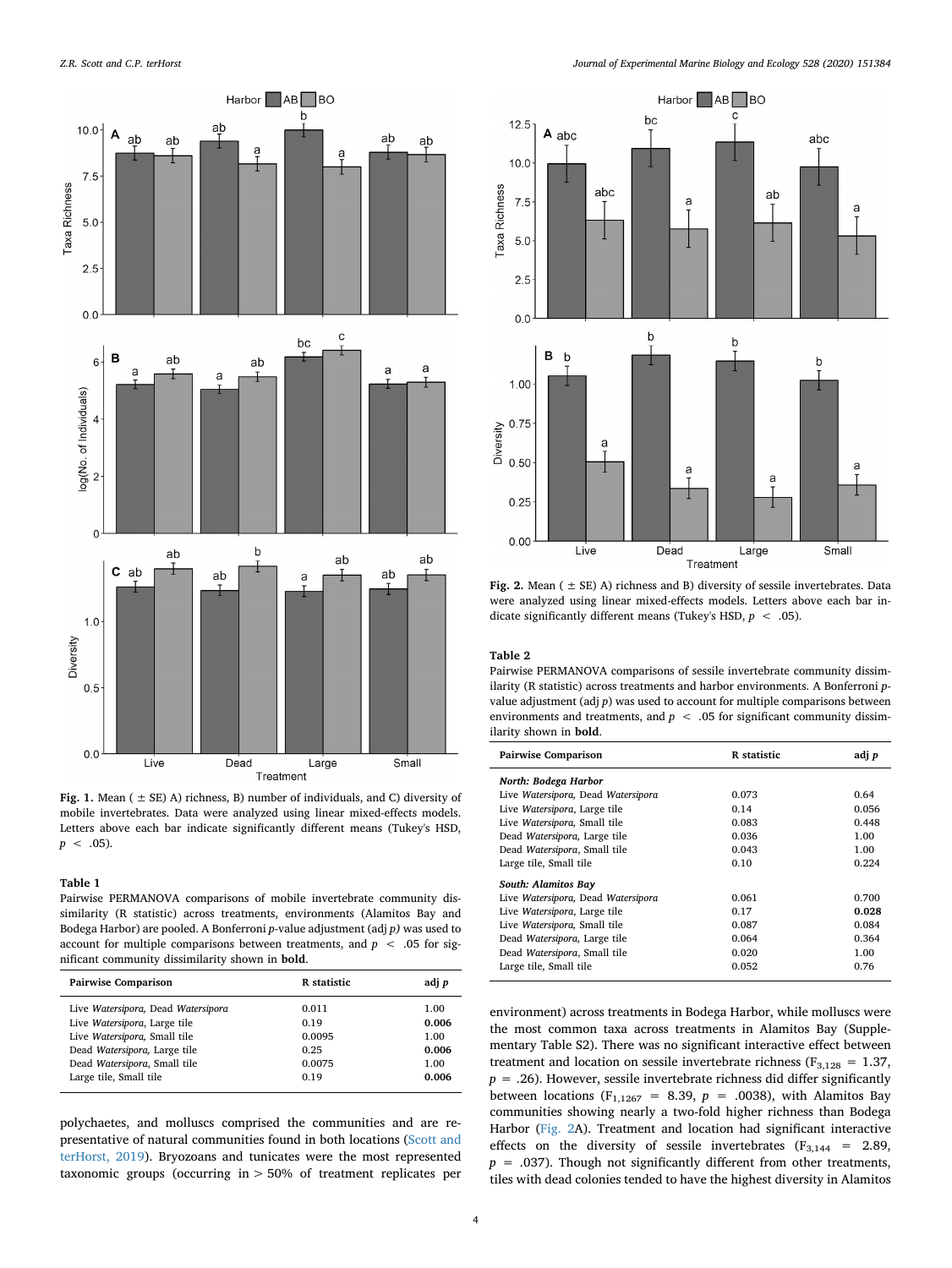**Fig. 1.** Mean ( ± SE) A) richness, B) number of individuals, and C) diversity of mobile invertebrates. Data were analyzed using linear mixed-effects models. Letters above each bar indicate significantly different means (Tukey's HSD, $p < .05$).

**Table 1**
Pairwise PERMANOVA comparisons of mobile invertebrate community dissimilarity (R statistic) across treatments, environments (Alamitos Bay and Bodega Harbor) are pooled. A Bonferroni *p*-value adjustment (adj *p)* was used to account for multiple comparisons between treatments, and $p < .05$ for significant community dissimilarity shown in **bold**.

| Pairwise Comparison | R statistic | adj *p* |
|---|---|---|
| Live *Watersipora*, Dead *Watersipora* | 0.011 | 1.00 |
| Live *Watersipora*, Large tile | 0.19 | **0.006** |
| Live *Watersipora*, Small tile | 0.0095 | 1.00 |
| Dead *Watersipora*, Large tile | 0.25 | **0.006** |
| Dead *Watersipora*, Small tile | 0.0075 | 1.00 |
| Large tile, Small tile | 0.19 | **0.006** |

polychaetes, and molluscs comprised the communities and are representative of natural communities found in both locations (Scott and terHorst, 2019). Bryozoans and tunicates were the most represented taxonomic groups (occurring in > 50% of treatment replicates per environment) across treatments in Bodega Harbor, while molluscs were the most common taxa across treatments in Alamitos Bay (Supplementary Table S2). There was no significant interactive effect between treatment and location on sessile invertebrate richness ($F_{3,128} = 1.37$, $p = .26$). However, sessile invertebrate richness did differ significantly between locations ($F_{1,1267} = 8.39$, $p = .0038$), with Alamitos Bay communities showing nearly a two-fold higher richness than Bodega Harbor (Fig. 2A). Treatment and location had significant interactive effects on the diversity of sessile invertebrates ($F_{3,144} = 2.89$, $p = .037$). Though not significantly different from other treatments, tiles with dead colonies tended to have the highest diversity in Alamitos

**Fig. 2.** Mean ( ± SE) A) richness and B) diversity of sessile invertebrates. Data were analyzed using linear mixed-effects models. Letters above each bar indicate significantly different means (Tukey's HSD, $p < .05$).

**Table 2**
Pairwise PERMANOVA comparisons of sessile invertebrate community dissimilarity (R statistic) across treatments and harbor environments. A Bonferroni *p*-value adjustment (adj *p*) was used to account for multiple comparisons between environments and treatments, and $p < .05$ for significant community dissimilarity shown in **bold**.

| Pairwise Comparison | R statistic | adj *p* |
|---|---|---|
| ***North: Bodega Harbor*** | | |
| Live *Watersipora*, Dead *Watersipora* | 0.073 | 0.64 |
| Live *Watersipora*, Large tile | 0.14 | 0.056 |
| Live *Watersipora*, Small tile | 0.083 | 0.448 |
| Dead *Watersipora*, Large tile | 0.036 | 1.00 |
| Dead *Watersipora*, Small tile | 0.043 | 1.00 |
| Large tile, Small tile | 0.10 | 0.224 |
| ***South: Alamitos Bay*** | | |
| Live *Watersipora*, Dead *Watersipora* | 0.061 | 0.700 |
| Live *Watersipora*, Large tile | 0.17 | **0.028** |
| Live *Watersipora*, Small tile | 0.087 | 0.084 |
| Dead *Watersipora*, Large tile | 0.064 | 0.364 |
| Dead *Watersipora*, Small tile | 0.020 | 1.00 |
| Large tile, Small tile | 0.052 | 0.76 |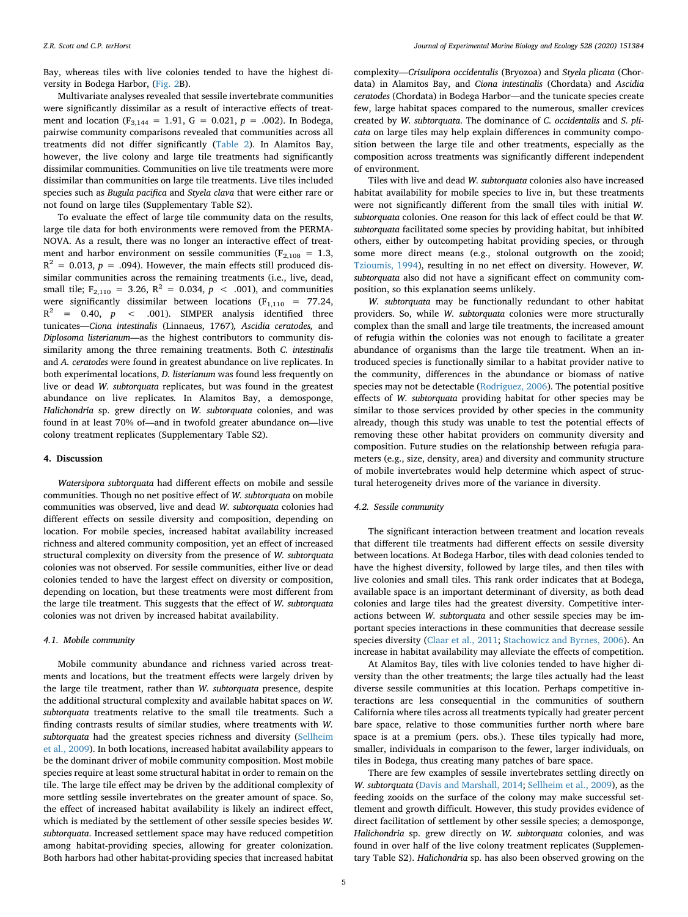Bay, whereas tiles with live colonies tended to have the highest diversity in Bodega Harbor, (Fig. 2B).

Multivariate analyses revealed that sessile invertebrate communities were significantly dissimilar as a result of interactive effects of treatment and location ($F_{3,144} = 1.91$, $G = 0.021$, $p = .002$). In Bodega, pairwise community comparisons revealed that communities across all treatments did not differ significantly (Table 2). In Alamitos Bay, however, the live colony and large tile treatments had significantly dissimilar communities. Communities on live tile treatments were more dissimilar than communities on large tile treatments. Live tiles included species such as *Bugula pacifica* and *Styela clava* that were either rare or not found on large tiles (Supplementary Table S2).

To evaluate the effect of large tile community data on the results, large tile data for both environments were removed from the PERMANOVA. As a result, there was no longer an interactive effect of treatment and harbor environment on sessile communities ($F_{2,108} = 1.3$, $R^2 = 0.013$, $p = .094$). However, the main effects still produced dissimilar communities across the remaining treatments (i.e., live, dead, small tile; $F_{2,110} = 3.26$, $R^2 = 0.034$, $p < .001$), and communities were significantly dissimilar between locations ($F_{1,110} = 77.24$, $R^2 = 0.40$, $p < .001$). SIMPER analysis identified three tunicates—*Ciona intestinalis* (Linnaeus, 1767)*, Ascidia ceratodes,* and *Diplosoma listerianum*—as the highest contributors to community dissimilarity among the three remaining treatments. Both *C. intestinalis* and *A. ceratodes* were found in greatest abundance on live replicates. In both experimental locations, *D. listerianum* was found less frequently on live or dead *W. subtorquata* replicates, but was found in the greatest abundance on live replicates. In Alamitos Bay, a demosponge, *Halichondria* sp. grew directly on *W. subtorquata* colonies, and was found in at least 70% of—and in twofold greater abundance on—live colony treatment replicates (Supplementary Table S2).

## 4. Discussion

*Watersipora subtorquata* had different effects on mobile and sessile communities. Though no net positive effect of *W. subtorquata* on mobile communities was observed, live and dead *W. subtorquata* colonies had different effects on sessile diversity and composition, depending on location. For mobile species, increased habitat availability increased richness and altered community composition, yet an effect of increased structural complexity on diversity from the presence of *W. subtorquata* colonies was not observed. For sessile communities, either live or dead colonies tended to have the largest effect on diversity or composition, depending on location, but these treatments were most different from the large tile treatment. This suggests that the effect of *W. subtorquata* colonies was not driven by increased habitat availability.

### 4.1. Mobile community

Mobile community abundance and richness varied across treatments and locations, but the treatment effects were largely driven by the large tile treatment, rather than *W. subtorquata* presence, despite the additional structural complexity and available habitat spaces on *W. subtorquata* treatments relative to the small tile treatments. Such a finding contrasts results of similar studies, where treatments with *W. subtorquata* had the greatest species richness and diversity (Sellheim et al., 2009). In both locations, increased habitat availability appears to be the dominant driver of mobile community composition. Most mobile species require at least some structural habitat in order to remain on the tile. The large tile effect may be driven by the additional complexity of more settling sessile invertebrates on the greater amount of space. So, the effect of increased habitat availability is likely an indirect effect, which is mediated by the settlement of other sessile species besides *W. subtorquata*. Increased settlement space may have reduced competition among habitat-providing species, allowing for greater colonization. Both harbors had other habitat-providing species that increased habitat complexity—*Crisulipora occidentalis* (Bryozoa) and *Styela plicata* (Chordata) in Alamitos Bay, and *Ciona intestinalis* (Chordata) and *Ascidia ceratodes* (Chordata) in Bodega Harbor—and the tunicate species create few, large habitat spaces compared to the numerous, smaller crevices created by *W. subtorquata*. The dominance of *C. occidentalis* and *S. plicata* on large tiles may help explain differences in community composition between the large tile and other treatments, especially as the composition across treatments was significantly different independent of environment.

Tiles with live and dead *W. subtorquata* colonies also have increased habitat availability for mobile species to live in, but these treatments were not significantly different from the small tiles with initial *W. subtorquata* colonies. One reason for this lack of effect could be that *W. subtorquata* facilitated some species by providing habitat, but inhibited others, either by outcompeting habitat providing species, or through some more direct means (e.g., stolonal outgrowth on the zooid; Tzioumis, 1994), resulting in no net effect on diversity. However, *W. subtorquata* also did not have a significant effect on community composition, so this explanation seems unlikely.

*W. subtorquata* may be functionally redundant to other habitat providers. So, while *W. subtorquata* colonies were more structurally complex than the small and large tile treatments, the increased amount of refugia within the colonies was not enough to facilitate a greater abundance of organisms than the large tile treatment. When an introduced species is functionally similar to a habitat provider native to the community, differences in the abundance or biomass of native species may not be detectable (Rodriguez, 2006). The potential positive effects of *W. subtorquata* providing habitat for other species may be similar to those services provided by other species in the community already, though this study was unable to test the potential effects of removing these other habitat providers on community diversity and composition. Future studies on the relationship between refugia parameters (e.g., size, density, area) and diversity and community structure of mobile invertebrates would help determine which aspect of structural heterogeneity drives more of the variance in diversity.

### 4.2. Sessile community

The significant interaction between treatment and location reveals that different tile treatments had different effects on sessile diversity between locations. At Bodega Harbor, tiles with dead colonies tended to have the highest diversity, followed by large tiles, and then tiles with live colonies and small tiles. This rank order indicates that at Bodega, available space is an important determinant of diversity, as both dead colonies and large tiles had the greatest diversity. Competitive interactions between *W. subtorquata* and other sessile species may be important species interactions in these communities that decrease sessile species diversity (Claar et al., 2011; Stachowicz and Byrnes, 2006). An increase in habitat availability may alleviate the effects of competition.

At Alamitos Bay, tiles with live colonies tended to have higher diversity than the other treatments; the large tiles actually had the least diverse sessile communities at this location. Perhaps competitive interactions are less consequential in the communities of southern California where tiles across all treatments typically had greater percent bare space, relative to those communities further north where bare space is at a premium (pers. obs.). These tiles typically had more, smaller, individuals in comparison to the fewer, larger individuals, on tiles in Bodega, thus creating many patches of bare space.

There are few examples of sessile invertebrates settling directly on *W. subtorquata* (Davis and Marshall, 2014; Sellheim et al., 2009), as the feeding zooids on the surface of the colony may make successful settlement and growth difficult. However, this study provides evidence of direct facilitation of settlement by other sessile species; a demosponge, *Halichondria* sp. grew directly on *W. subtorquata* colonies, and was found in over half of the live colony treatment replicates (Supplementary Table S2). *Halichondria* sp. has also been observed growing on the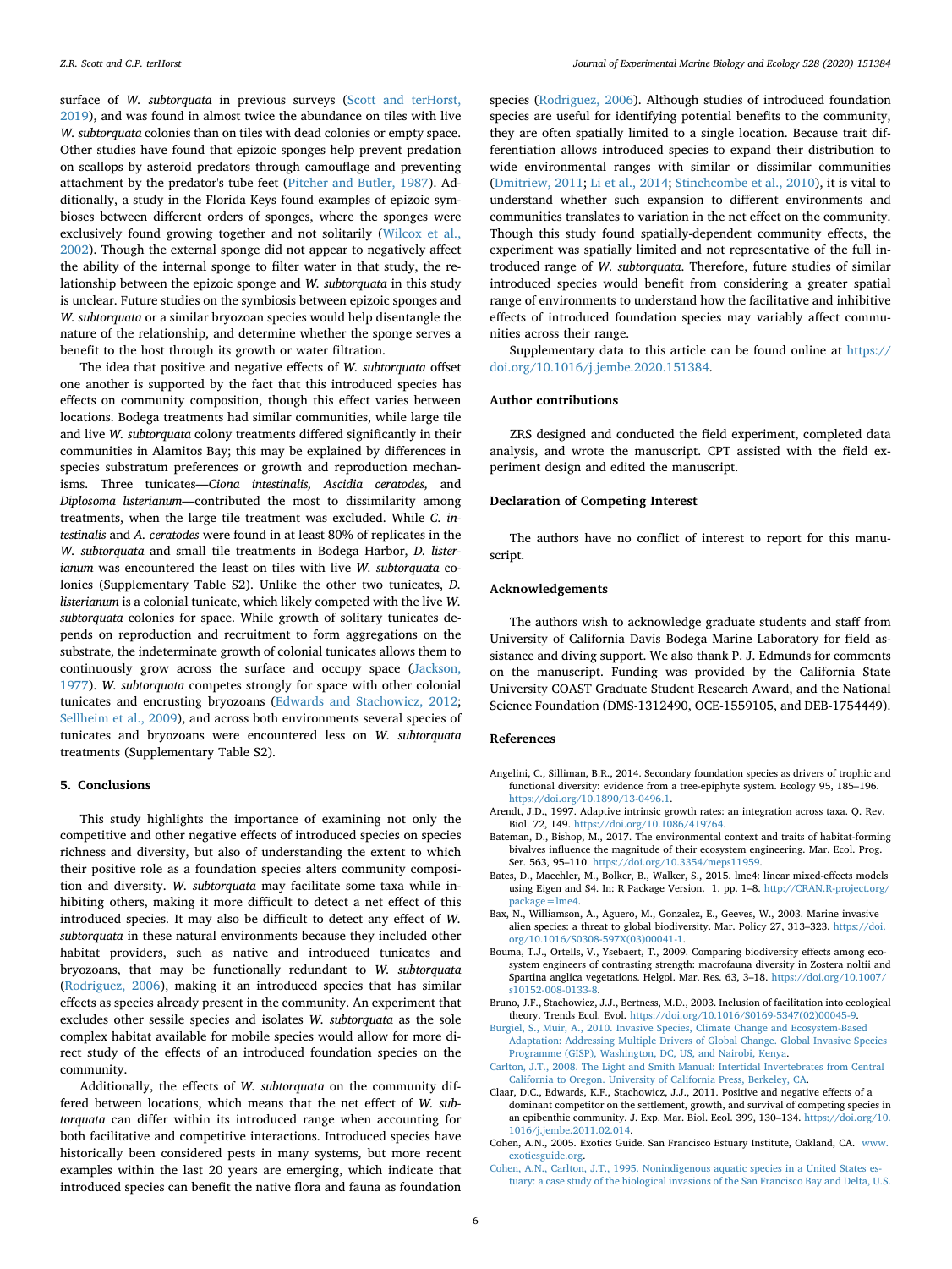surface of *W. subtorquata* in previous surveys (Scott and terHorst, 2019), and was found in almost twice the abundance on tiles with live *W. subtorquata* colonies than on tiles with dead colonies or empty space. Other studies have found that epizoic sponges help prevent predation on scallops by asteroid predators through camouflage and preventing attachment by the predator's tube feet (Pitcher and Butler, 1987). Additionally, a study in the Florida Keys found examples of epizoic symbioses between different orders of sponges, where the sponges were exclusively found growing together and not solitarily (Wilcox et al., 2002). Though the external sponge did not appear to negatively affect the ability of the internal sponge to filter water in that study, the relationship between the epizoic sponge and *W. subtorquata* in this study is unclear. Future studies on the symbiosis between epizoic sponges and *W. subtorquata* or a similar bryozoan species would help disentangle the nature of the relationship, and determine whether the sponge serves a benefit to the host through its growth or water filtration.

The idea that positive and negative effects of *W. subtorquata* offset one another is supported by the fact that this introduced species has effects on community composition, though this effect varies between locations. Bodega treatments had similar communities, while large tile and live *W. subtorquata* colony treatments differed significantly in their communities in Alamitos Bay; this may be explained by differences in species substratum preferences or growth and reproduction mechanisms. Three tunicates—*Ciona intestinalis, Ascidia ceratodes,* and *Diplosoma listerianum*—contributed the most to dissimilarity among treatments, when the large tile treatment was excluded. While *C. intestinalis* and *A. ceratodes* were found in at least 80% of replicates in the *W. subtorquata* and small tile treatments in Bodega Harbor, *D. listerianum* was encountered the least on tiles with live *W. subtorquata* colonies (Supplementary Table S2). Unlike the other two tunicates, *D. listerianum* is a colonial tunicate, which likely competed with the live *W. subtorquata* colonies for space. While growth of solitary tunicates depends on reproduction and recruitment to form aggregations on the substrate, the indeterminate growth of colonial tunicates allows them to continuously grow across the surface and occupy space (Jackson, 1977). *W. subtorquata* competes strongly for space with other colonial tunicates and encrusting bryozoans (Edwards and Stachowicz, 2012; Sellheim et al., 2009), and across both environments several species of tunicates and bryozoans were encountered less on *W. subtorquata* treatments (Supplementary Table S2).

## 5. Conclusions

This study highlights the importance of examining not only the competitive and other negative effects of introduced species on species richness and diversity, but also of understanding the extent to which their positive role as a foundation species alters community composition and diversity. *W. subtorquata* may facilitate some taxa while inhibiting others, making it more difficult to detect a net effect of this introduced species. It may also be difficult to detect any effect of *W. subtorquata* in these natural environments because they included other habitat providers, such as native and introduced tunicates and bryozoans, that may be functionally redundant to *W. subtorquata* (Rodriguez, 2006), making it an introduced species that has similar effects as species already present in the community. An experiment that excludes other sessile species and isolates *W. subtorquata* as the sole complex habitat available for mobile species would allow for more direct study of the effects of an introduced foundation species on the community.

Additionally, the effects of *W. subtorquata* on the community differed between locations, which means that the net effect of *W. subtorquata* can differ within its introduced range when accounting for both facilitative and competitive interactions. Introduced species have historically been considered pests in many systems, but more recent examples within the last 20 years are emerging, which indicate that introduced species can benefit the native flora and fauna as foundation species (Rodriguez, 2006). Although studies of introduced foundation species are useful for identifying potential benefits to the community, they are often spatially limited to a single location. Because trait differentiation allows introduced species to expand their distribution to wide environmental ranges with similar or dissimilar communities (Dmitriew, 2011; Li et al., 2014; Stinchcombe et al., 2010), it is vital to understand whether such expansion to different environments and communities translates to variation in the net effect on the community. Though this study found spatially-dependent community effects, the experiment was spatially limited and not representative of the full introduced range of *W. subtorquata*. Therefore, future studies of similar introduced species would benefit from considering a greater spatial range of environments to understand how the facilitative and inhibitive effects of introduced foundation species may variably affect communities across their range.

Supplementary data to this article can be found online at https://doi.org/10.1016/j.jembe.2020.151384.

## Author contributions

ZRS designed and conducted the field experiment, completed data analysis, and wrote the manuscript. CPT assisted with the field experiment design and edited the manuscript.

## Declaration of Competing Interest

The authors have no conflict of interest to report for this manuscript.

## Acknowledgements

The authors wish to acknowledge graduate students and staff from University of California Davis Bodega Marine Laboratory for field assistance and diving support. We also thank P. J. Edmunds for comments on the manuscript. Funding was provided by the California State University COAST Graduate Student Research Award, and the National Science Foundation (DMS-1312490, OCE-1559105, and DEB-1754449).

## References

Angelini, C., Silliman, B.R., 2014. Secondary foundation species as drivers of trophic and functional diversity: evidence from a tree-epiphyte system. Ecology 95, 185–196. https://doi.org/10.1890/13-0496.1.

Arendt, J.D., 1997. Adaptive intrinsic growth rates: an integration across taxa. Q. Rev. Biol. 72, 149. https://doi.org/10.1086/419764.

Bateman, D., Bishop, M., 2017. The environmental context and traits of habitat-forming bivalves influence the magnitude of their ecosystem engineering. Mar. Ecol. Prog. Ser. 563, 95–110. https://doi.org/10.3354/meps11959.

Bates, D., Maechler, M., Bolker, B., Walker, S., 2015. lme4: linear mixed-effects models using Eigen and S4. In: R Package Version. 1. pp. 1–8. http://CRAN.R-project.org/package=lme4.

Bax, N., Williamson, A., Aguero, M., Gonzalez, E., Geeves, W., 2003. Marine invasive alien species: a threat to global biodiversity. Mar. Policy 27, 313–323. https://doi.org/10.1016/S0308-597X(03)00041-1.

Bouma, T.J., Ortells, V., Ysebaert, T., 2009. Comparing biodiversity effects among ecosystem engineers of contrasting strength: macrofauna diversity in Zostera noltii and Spartina anglica vegetations. Helgol. Mar. Res. 63, 3–18. https://doi.org/10.1007/s10152-008-0133-8.

Bruno, J.F., Stachowicz, J.J., Bertness, M.D., 2003. Inclusion of facilitation into ecological theory. Trends Ecol. Evol. https://doi.org/10.1016/S0169-5347(02)00045-9.

Burgiel, S., Muir, A., 2010. Invasive Species, Climate Change and Ecosystem-Based Adaptation: Addressing Multiple Drivers of Global Change. Global Invasive Species Programme (GISP), Washington, DC, US, and Nairobi, Kenya.

Carlton, J.T., 2008. The Light and Smith Manual: Intertidal Invertebrates from Central California to Oregon. University of California Press, Berkeley, CA.

Claar, D.C., Edwards, K.F., Stachowicz, J.J., 2011. Positive and negative effects of a dominant competitor on the settlement, growth, and survival of competing species in an epibenthic community. J. Exp. Mar. Biol. Ecol. 399, 130–134. https://doi.org/10.1016/j.jembe.2011.02.014.

Cohen, A.N., 2005. Exotics Guide. San Francisco Estuary Institute, Oakland, CA. www.exoticsguide.org.

Cohen, A.N., Carlton, J.T., 1995. Nonindigenous aquatic species in a United States estuary: a case study of the biological invasions of the San Francisco Bay and Delta, U.S.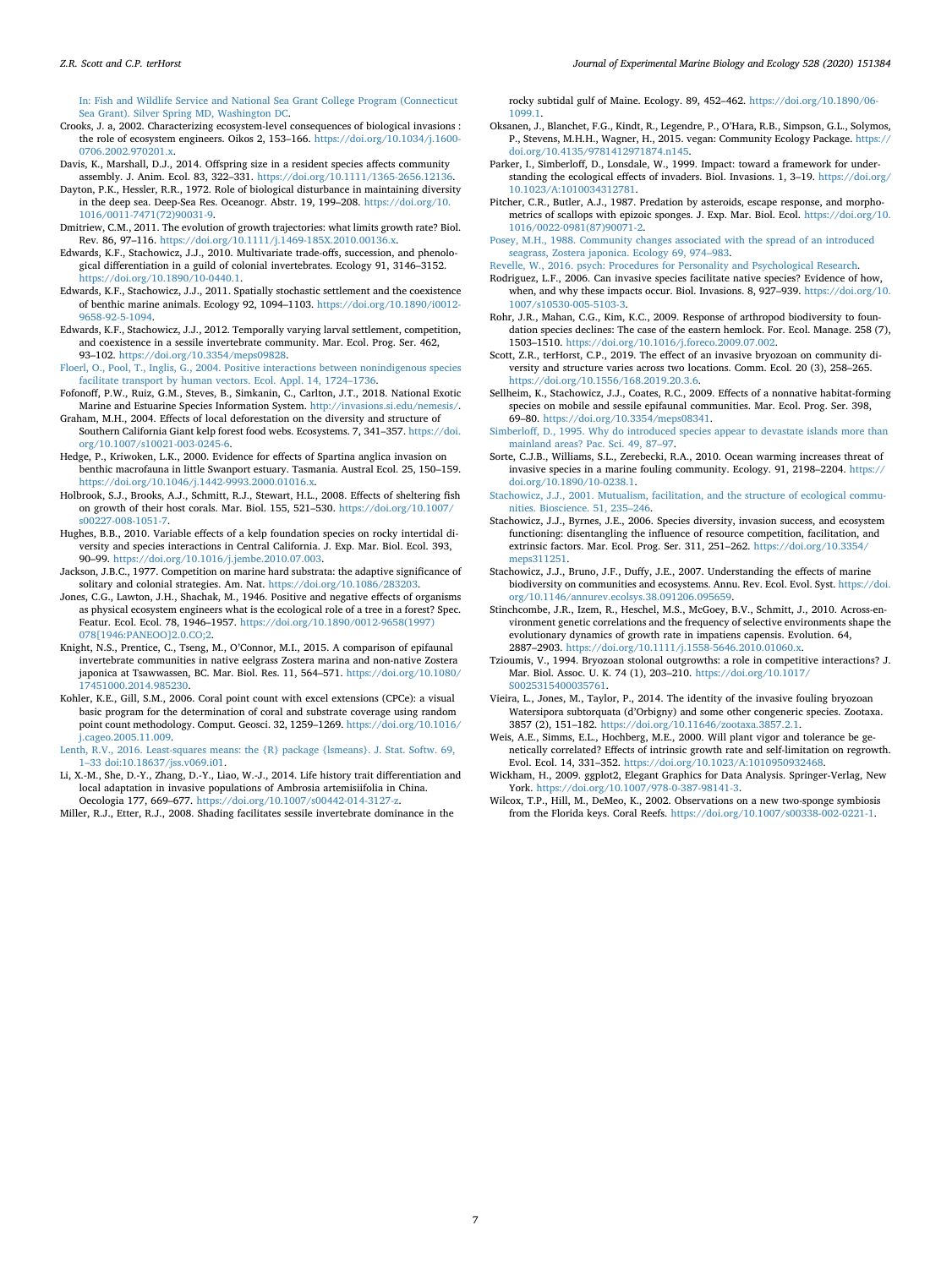In: Fish and Wildlife Service and National Sea Grant College Program (Connecticut Sea Grant). Silver Spring MD, Washington DC.

Crooks, J. a, 2002. Characterizing ecosystem-level consequences of biological invasions : the role of ecosystem engineers. Oikos 2, 153–166. https://doi.org/10.1034/j.1600-0706.2002.970201.x.

Davis, K., Marshall, D.J., 2014. Offspring size in a resident species affects community assembly. J. Anim. Ecol. 83, 322–331. https://doi.org/10.1111/1365-2656.12136.

Dayton, P.K., Hessler, R.R., 1972. Role of biological disturbance in maintaining diversity in the deep sea. Deep-Sea Res. Oceanogr. Abstr. 19, 199–208. https://doi.org/10.1016/0011-7471(72)90031-9.

Dmitriew, C.M., 2011. The evolution of growth trajectories: what limits growth rate? Biol. Rev. 86, 97–116. https://doi.org/10.1111/j.1469-185X.2010.00136.x.

Edwards, K.F., Stachowicz, J.J., 2010. Multivariate trade-offs, succession, and phenological differentiation in a guild of colonial invertebrates. Ecology 91, 3146–3152. https://doi.org/10.1890/10-0440.1.

Edwards, K.F., Stachowicz, J.J., 2011. Spatially stochastic settlement and the coexistence of benthic marine animals. Ecology 92, 1094–1103. https://doi.org/10.1890/i0012-9658-92-5-1094.

Edwards, K.F., Stachowicz, J.J., 2012. Temporally varying larval settlement, competition, and coexistence in a sessile invertebrate community. Mar. Ecol. Prog. Ser. 462, 93–102. https://doi.org/10.3354/meps09828.

Floerl, O., Pool, T., Inglis, G., 2004. Positive interactions between nonindigenous species facilitate transport by human vectors. Ecol. Appl. 14, 1724–1736.

Fofonoff, P.W., Ruiz, G.M., Steves, B., Simkanin, C., Carlton, J.T., 2018. National Exotic Marine and Estuarine Species Information System. http://invasions.si.edu/nemesis/.

Graham, M.H., 2004. Effects of local deforestation on the diversity and structure of Southern California Giant kelp forest food webs. Ecosystems. 7, 341–357. https://doi.org/10.1007/s10021-003-0245-6.

Hedge, P., Kriwoken, L.K., 2000. Evidence for effects of Spartina anglica invasion on benthic macrofauna in little Swanport estuary. Tasmania. Austral Ecol. 25, 150–159. https://doi.org/10.1046/j.1442-9993.2000.01016.x.

Holbrook, S.J., Brooks, A.J., Schmitt, R.J., Stewart, H.L., 2008. Effects of sheltering fish on growth of their host corals. Mar. Biol. 155, 521–530. https://doi.org/10.1007/s00227-008-1051-7.

Hughes, B.B., 2010. Variable effects of a kelp foundation species on rocky intertidal diversity and species interactions in Central California. J. Exp. Mar. Biol. Ecol. 393, 90–99. https://doi.org/10.1016/j.jembe.2010.07.003.

Jackson, J.B.C., 1977. Competition on marine hard substrata: the adaptive significance of solitary and colonial strategies. Am. Nat. https://doi.org/10.1086/283203.

Jones, C.G., Lawton, J.H., Shachak, M., 1946. Positive and negative effects of organisms as physical ecosystem engineers what is the ecological role of a tree in a forest? Spec. Featur. Ecol. Ecol. 78, 1946–1957. https://doi.org/10.1890/0012-9658(1997)078[1946:PANEOO]2.0.CO;2.

Knight, N.S., Prentice, C., Tseng, M., O'Connor, M.I., 2015. A comparison of epifaunal invertebrate communities in native eelgrass Zostera marina and non-native Zostera japonica at Tsawwassen, BC. Mar. Biol. Res. 11, 564–571. https://doi.org/10.1080/17451000.2014.985230.

Kohler, K.E., Gill, S.M., 2006. Coral point count with excel extensions (CPCe): a visual basic program for the determination of coral and substrate coverage using random point count methodology. Comput. Geosci. 32, 1259–1269. https://doi.org/10.1016/j.cageo.2005.11.009.

Lenth, R.V., 2016. Least-squares means: the {R} package {lsmeans}. J. Stat. Softw. 69, 1–33 doi:10.18637/jss.v069.i01.

Li, X.-M., She, D.-Y., Zhang, D.-Y., Liao, W.-J., 2014. Life history trait differentiation and local adaptation in invasive populations of Ambrosia artemisiifolia in China. Oecologia 177, 669–677. https://doi.org/10.1007/s00442-014-3127-z.

Miller, R.J., Etter, R.J., 2008. Shading facilitates sessile invertebrate dominance in the rocky subtidal gulf of Maine. Ecology. 89, 452–462. https://doi.org/10.1890/06-1099.1.

Oksanen, J., Blanchet, F.G., Kindt, R., Legendre, P., O'Hara, R.B., Simpson, G.L., Solymos, P., Stevens, M.H.H., Wagner, H., 2015. vegan: Community Ecology Package. https://doi.org/10.4135/9781412971874.n145.

Parker, I., Simberloff, D., Lonsdale, W., 1999. Impact: toward a framework for understanding the ecological effects of invaders. Biol. Invasions. 1, 3–19. https://doi.org/10.1023/A:1010034312781.

Pitcher, C.R., Butler, A.J., 1987. Predation by asteroids, escape response, and morphometrics of scallops with epizoic sponges. J. Exp. Mar. Biol. Ecol. https://doi.org/10.1016/0022-0981(87)90071-2.

Posey, M.H., 1988. Community changes associated with the spread of an introduced seagrass, Zostera japonica. Ecology 69, 974–983.

Revelle, W., 2016. psych: Procedures for Personality and Psychological Research.

Rodriguez, L.F., 2006. Can invasive species facilitate native species? Evidence of how, when, and why these impacts occur. Biol. Invasions. 8, 927–939. https://doi.org/10.1007/s10530-005-5103-3.

Rohr, J.R., Mahan, C.G., Kim, K.C., 2009. Response of arthropod biodiversity to foundation species declines: The case of the eastern hemlock. For. Ecol. Manage. 258 (7), 1503–1510. https://doi.org/10.1016/j.foreco.2009.07.002.

Scott, Z.R., terHorst, C.P., 2019. The effect of an invasive bryozoan on community diversity and structure varies across two locations. Comm. Ecol. 20 (3), 258–265. https://doi.org/10.1556/168.2019.20.3.6.

Sellheim, K., Stachowicz, J.J., Coates, R.C., 2009. Effects of a nonnative habitat-forming species on mobile and sessile epifaunal communities. Mar. Ecol. Prog. Ser. 398, 69–80. https://doi.org/10.3354/meps08341.

Simberloff, D., 1995. Why do introduced species appear to devastate islands more than mainland areas? Pac. Sci. 49, 87–97.

Sorte, C.J.B., Williams, S.L., Zerebecki, R.A., 2010. Ocean warming increases threat of invasive species in a marine fouling community. Ecology. 91, 2198–2204. https://doi.org/10.1890/10-0238.1.

Stachowicz, J.J., 2001. Mutualism, facilitation, and the structure of ecological communities. Bioscience. 51, 235–246.

Stachowicz, J.J., Byrnes, J.E., 2006. Species diversity, invasion success, and ecosystem functioning: disentangling the influence of resource competition, facilitation, and extrinsic factors. Mar. Ecol. Prog. Ser. 311, 251–262. https://doi.org/10.3354/meps311251.

Stachowicz, J.J., Bruno, J.F., Duffy, J.E., 2007. Understanding the effects of marine biodiversity on communities and ecosystems. Annu. Rev. Ecol. Evol. Syst. https://doi.org/10.1146/annurev.ecolsys.38.091206.095659.

Stinchcombe, J.R., Izem, R., Heschel, M.S., McGoey, B.V., Schmitt, J., 2010. Across-environment genetic correlations and the frequency of selective environments shape the evolutionary dynamics of growth rate in impatiens capensis. Evolution. 64, 2887–2903. https://doi.org/10.1111/j.1558-5646.2010.01060.x.

Tzioumis, V., 1994. Bryozoan stolonal outgrowths: a role in competitive interactions? J. Mar. Biol. Assoc. U. K. 74 (1), 203–210. https://doi.org/10.1017/S0025315400035761.

Vieira, L., Jones, M., Taylor, P., 2014. The identity of the invasive fouling bryozoan Watersipora subtorquata (d'Orbigny) and some other congeneric species. Zootaxa. 3857 (2), 151–182. https://doi.org/10.11646/zootaxa.3857.2.1.

Weis, A.E., Simms, E.L., Hochberg, M.E., 2000. Will plant vigor and tolerance be genetically correlated? Effects of intrinsic growth rate and self-limitation on regrowth. Evol. Ecol. 14, 331–352. https://doi.org/10.1023/A:1010950932468.

Wickham, H., 2009. ggplot2, Elegant Graphics for Data Analysis. Springer-Verlag, New York. https://doi.org/10.1007/978-0-387-98141-3.

Wilcox, T.P., Hill, M., DeMeo, K., 2002. Observations on a new two-sponge symbiosis from the Florida keys. Coral Reefs. https://doi.org/10.1007/s00338-002-0221-1.